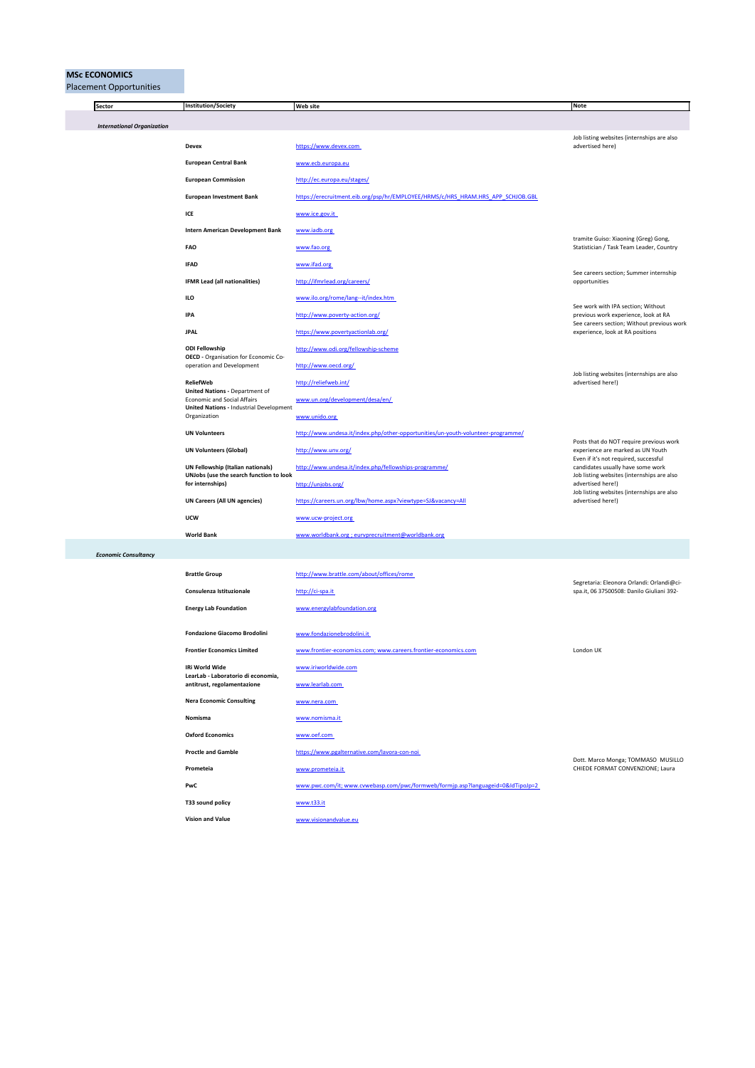**MSc ECONOMICS**
Placement Opportunities

| Sector | Institution/Society | Web site | Note |
|---|---|---|---|
| *International Organization* | | | |
| | **Devex** | https://www.devex.com | Job listing websites (internships are also advertised here) |
| | **European Central Bank** | www.ecb.europa.eu | |
| | **European Commission** | http://ec.europa.eu/stages/ | |
| | **European Investment Bank** | https://erecruitment.eib.org/psp/hr/EMPLOYEE/HRMS/c/HRS_HRAM.HRS_APP_SCHJOB.GBL | |
| | **ICE** | www.ice.gov.it | |
| | **Intern American Development Bank** | www.iadb.org | |
| | **FAO** | www.fao.org | tramite Guiso: Xiaoning (Greg) Gong, Statistician / Task Team Leader, Country |
| | **IFAD** | www.ifad.org | |
| | **IFMR Lead (all nationalities)** | http://ifmrlead.org/careers/ | See careers section; Summer internship opportunities |
| | **ILO** | www.ilo.org/rome/lang--it/index.htm | |
| | **IPA** | http://www.poverty-action.org/ | See work with IPA section; Without previous work experience, look at RA |
| | **JPAL** | https://www.povertyactionlab.org/ | See careers section; Without previous work experience, look at RA positions |
| | **ODI Fellowship** | http://www.odi.org/fellowship-scheme | |
| | **OECD** - Organisation for Economic Co-operation and Development | http://www.oecd.org/ | |
| | **ReliefWeb** | http://reliefweb.int/ | Job listing websites (internships are also advertised here!) |
| | **United Nations** - Department of Economic and Social Affairs | www.un.org/development/desa/en/ | |
| | **United Nations** - Industrial Development Organization | www.unido.org | |
| | **UN Volunteers** | http://www.undesa.it/index.php/other-opportunities/un-youth-volunteer-programme/ | |
| | **UN Volunteers (Global)** | http://www.unv.org/ | Posts that do NOT require previous work experience are marked as UN Youth |
| | **UN Fellowship (Italian nationals)** | http://www.undesa.it/index.php/fellowships-programme/ | Even if it's not required, successful candidates usually have some work |
| | **UNJobs (use the search function to look for internships)** | http://unjobs.org/ | Job listing websites (internships are also advertised here!) |
| | **UN Careers (All UN agencies)** | https://careers.un.org/lbw/home.aspx?viewtype=SJ&vacancy=All | Job listing websites (internships are also advertised here!) |
| | **UCW** | www.ucw-project.org | |
| | **World Bank** | www.worldbank.org ; eurvprecruitment@worldbank.org | |
| *Economic Consultancy* | | | |
| | **Brattle Group** | http://www.brattle.com/about/offices/rome | |
| | **Consulenza Istituzionale** | http://ci-spa.it | Segretaria: Eleonora Orlandi: Orlandi@ci-spa.it, 06 37500508: Danilo Giuliani 392- |
| | **Energy Lab Foundation** | www.energylabfoundation.org | |
| | **Fondazione Giacomo Brodolini** | www.fondazionebrodolini.it | |
| | **Frontier Economics Limited** | www.frontier-economics.com; www.careers.frontier-economics.com | London UK |
| | **IRi World Wide** | www.iriworldwide.com | |
| | **LearLab - Laboratorio di economia, antitrust, regolamentazione** | www.learlab.com | |
| | **Nera Economic Consulting** | www.nera.com | |
| | **Nomisma** | www.nomisma.it | |
| | **Oxford Economics** | www.oef.com | |
| | **Proctle and Gamble** | https://www.pgalternative.com/lavora-con-noi | |
| | **Prometeia** | www.prometeia.it | Dott. Marco Monga; TOMMASO MUSILLO CHIEDE FORMAT CONVENZIONE; Laura |
| | **PwC** | www.pwc.com/it; www.cvwebasp.com/pwc/formweb/formjp.asp?languageid=0&IdTipoJp=2 | |
| | **T33 sound policy** | www.t33.it | |
| | **Vision and Value** | www.visionandvalue.eu | |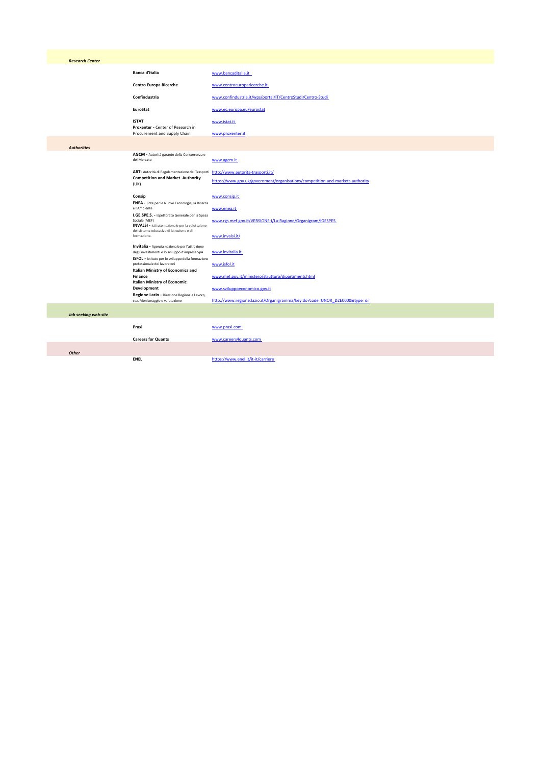| | | |
|---|---|---|
| ***Research Center*** | | |
| | **Banca d'Italia** | www.bancaditalia.it |
| | **Centro Europa Ricerche** | www.centroeuropathe ricerche.it |
| | **Confindustria** | www.confindustria.it/wps/portal/IT/CentroStudi/Centro-Studi |
| | **EuroStat** | www.ec.europa.eu/eurostat |
| | **ISTAT** | www.istat.it |
| | **Proxenter** - Center of Research in Procurement and Supply Chain | www.proxenter.it |
| ***Authorities*** | | |
| | **AGCM** - Autorità garante della Concorrenza e del Mercato | www.agcm.it |
| | **ART**- Autorità di Regolamentazione dei Trasporti | http://www.autorita-trasporti.it/ |
| | **Competition and Market Authority** (UK) | https://www.gov.uk/government/organisations/competition-and-markets-authority |
| | **Consip** | www.consip.it |
| | **ENEA** - Ente per le Nuove Tecnologie, la Ricerca e l'Ambiente | www.enea.it |
| | **I.GE.SPE.S.** - Ispettorato Generale per la Spesa Sociale (MEF) | www.rgs.mef.gov.it/VERSIONE-I/La-Ragione/Organigram/IGESPES |
| | **INVALSI** - Istituto nazionale per la valutazione del sistema educativo di istruzione e di formazione. | www.invalsi.it/ |
| | **Invitalia** - Agenzia nazionale per l'attrazione degli investimenti e lo sviluppo d'impresa SpA | www.invitalia.it |
| | **ISFOL** - Istituto per lo sviluppo della formazione professionale dei lavoratori | www.isfol.it |
| | **Italian Ministry of Economics and Finance** | www.mef.gov.it/ministero/struttura/dipartimenti.html |
| | **Italian Ministry of Economic Development** | www.sviluppoeconomico.gov.it |
| | **Regione Lazio** - Direzione Regionale Lavoro, sez. Monitoraggio e valutazione | http://www.regione.lazio.it/Organigramma/key.do?code=UNOR_D2E0000&type=dir |
| ***Job seeking web-site*** | | |
| | **Praxi** | www.praxi.com |
| | **Careers for Quants** | www.careers4quants.com |
| ***Other*** | | |
| | **ENEL** | https://www.enel.it/it-it/carriere |